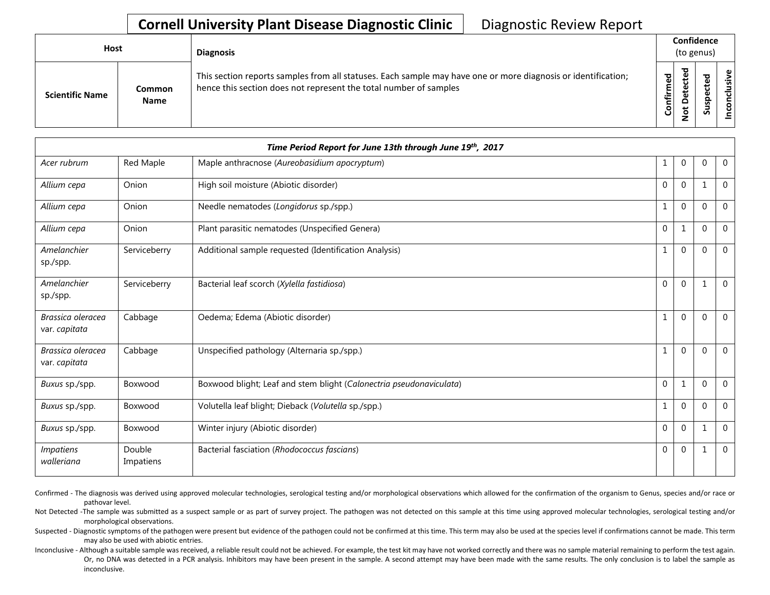# Cornell University Plant Disease Diagnostic Clinic

Diagnostic Review Report

| Host | | Diagnosis | Confidence (to genus) | | | |
|---|---|---|---|---|---|---|
| Scientific Name | Common Name | This section reports samples from all statuses. Each sample may have one or more diagnosis or identification; hence this section does not represent the total number of samples | Confirmed | Not Detected | Suspected | Inconclusive |
| *Time Period Report for June 13th through June 19th, 2017* | | | | | | |
| *Acer rubrum* | Red Maple | Maple anthracnose (*Aureobasidium apocryptum*) | 1 | 0 | 0 | 0 |
| *Allium cepa* | Onion | High soil moisture (Abiotic disorder) | 0 | 0 | 1 | 0 |
| *Allium cepa* | Onion | Needle nematodes (*Longidorus* sp./spp.) | 1 | 0 | 0 | 0 |
| *Allium cepa* | Onion | Plant parasitic nematodes (Unspecified Genera) | 0 | 1 | 0 | 0 |
| *Amelanchier* sp./spp. | Serviceberry | Additional sample requested (Identification Analysis) | 1 | 0 | 0 | 0 |
| *Amelanchier* sp./spp. | Serviceberry | Bacterial leaf scorch (*Xylella fastidiosa*) | 0 | 0 | 1 | 0 |
| *Brassica oleracea* var. *capitata* | Cabbage | Oedema; Edema (Abiotic disorder) | 1 | 0 | 0 | 0 |
| *Brassica oleracea* var. *capitata* | Cabbage | Unspecified pathology (Alternaria sp./spp.) | 1 | 0 | 0 | 0 |
| *Buxus* sp./spp. | Boxwood | Boxwood blight; Leaf and stem blight (*Calonectria pseudonaviculata*) | 0 | 1 | 0 | 0 |
| *Buxus* sp./spp. | Boxwood | Volutella leaf blight; Dieback (*Volutella* sp./spp.) | 1 | 0 | 0 | 0 |
| *Buxus* sp./spp. | Boxwood | Winter injury (Abiotic disorder) | 0 | 0 | 1 | 0 |
| *Impatiens walleriana* | Double Impatiens | Bacterial fasciation (*Rhodococcus fascians*) | 0 | 0 | 1 | 0 |

Confirmed - The diagnosis was derived using approved molecular technologies, serological testing and/or morphological observations which allowed for the confirmation of the organism to Genus, species and/or race or pathovar level.

Not Detected -The sample was submitted as a suspect sample or as part of survey project. The pathogen was not detected on this sample at this time using approved molecular technologies, serological testing and/or morphological observations.

Suspected - Diagnostic symptoms of the pathogen were present but evidence of the pathogen could not be confirmed at this time. This term may also be used at the species level if confirmations cannot be made. This term may also be used with abiotic entries.

Inconclusive - Although a suitable sample was received, a reliable result could not be achieved. For example, the test kit may have not worked correctly and there was no sample material remaining to perform the test again. Or, no DNA was detected in a PCR analysis. Inhibitors may have been present in the sample. A second attempt may have been made with the same results. The only conclusion is to label the sample as inconclusive.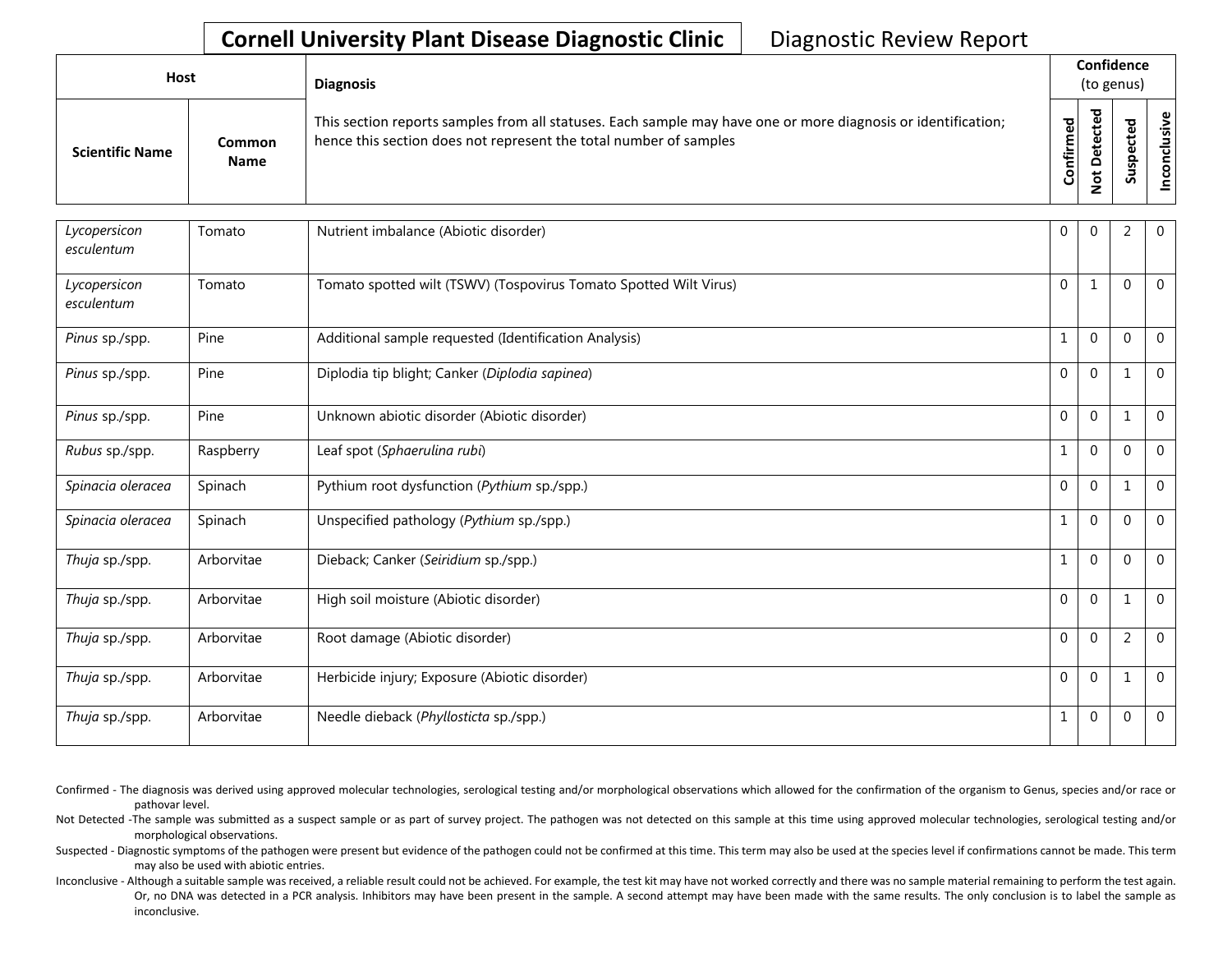# Cornell University Plant Disease Diagnostic Clinic

Diagnostic Review Report

| Host | | Diagnosis | Confidence (to genus) | | | |
|---|---|---|---|---|---|---|
| Scientific Name | Common Name | This section reports samples from all statuses. Each sample may have one or more diagnosis or identification; hence this section does not represent the total number of samples | Confirmed | Not Detected | Suspected | Inconclusive |
| *Lycopersicon esculentum* | Tomato | Nutrient imbalance (Abiotic disorder) | 0 | 0 | 2 | 0 |
| *Lycopersicon esculentum* | Tomato | Tomato spotted wilt (TSWV) (Tospovirus Tomato Spotted Wilt Virus) | 0 | 1 | 0 | 0 |
| *Pinus* sp./spp. | Pine | Additional sample requested (Identification Analysis) | 1 | 0 | 0 | 0 |
| *Pinus* sp./spp. | Pine | Diplodia tip blight; Canker (*Diplodia sapinea*) | 0 | 0 | 1 | 0 |
| *Pinus* sp./spp. | Pine | Unknown abiotic disorder (Abiotic disorder) | 0 | 0 | 1 | 0 |
| *Rubus* sp./spp. | Raspberry | Leaf spot (*Sphaerulina rubi*) | 1 | 0 | 0 | 0 |
| *Spinacia oleracea* | Spinach | Pythium root dysfunction (*Pythium* sp./spp.) | 0 | 0 | 1 | 0 |
| *Spinacia oleracea* | Spinach | Unspecified pathology (*Pythium* sp./spp.) | 1 | 0 | 0 | 0 |
| *Thuja* sp./spp. | Arborvitae | Dieback; Canker (*Seiridium* sp./spp.) | 1 | 0 | 0 | 0 |
| *Thuja* sp./spp. | Arborvitae | High soil moisture (Abiotic disorder) | 0 | 0 | 1 | 0 |
| *Thuja* sp./spp. | Arborvitae | Root damage (Abiotic disorder) | 0 | 0 | 2 | 0 |
| *Thuja* sp./spp. | Arborvitae | Herbicide injury; Exposure (Abiotic disorder) | 0 | 0 | 1 | 0 |
| *Thuja* sp./spp. | Arborvitae | Needle dieback (*Phyllosticta* sp./spp.) | 1 | 0 | 0 | 0 |

Confirmed - The diagnosis was derived using approved molecular technologies, serological testing and/or morphological observations which allowed for the confirmation of the organism to Genus, species and/or race or pathovar level.

Not Detected -The sample was submitted as a suspect sample or as part of survey project. The pathogen was not detected on this sample at this time using approved molecular technologies, serological testing and/or morphological observations.

Suspected - Diagnostic symptoms of the pathogen were present but evidence of the pathogen could not be confirmed at this time. This term may also be used at the species level if confirmations cannot be made. This term may also be used with abiotic entries.

Inconclusive - Although a suitable sample was received, a reliable result could not be achieved. For example, the test kit may have not worked correctly and there was no sample material remaining to perform the test again. Or, no DNA was detected in a PCR analysis. Inhibitors may have been present in the sample. A second attempt may have been made with the same results. The only conclusion is to label the sample as inconclusive.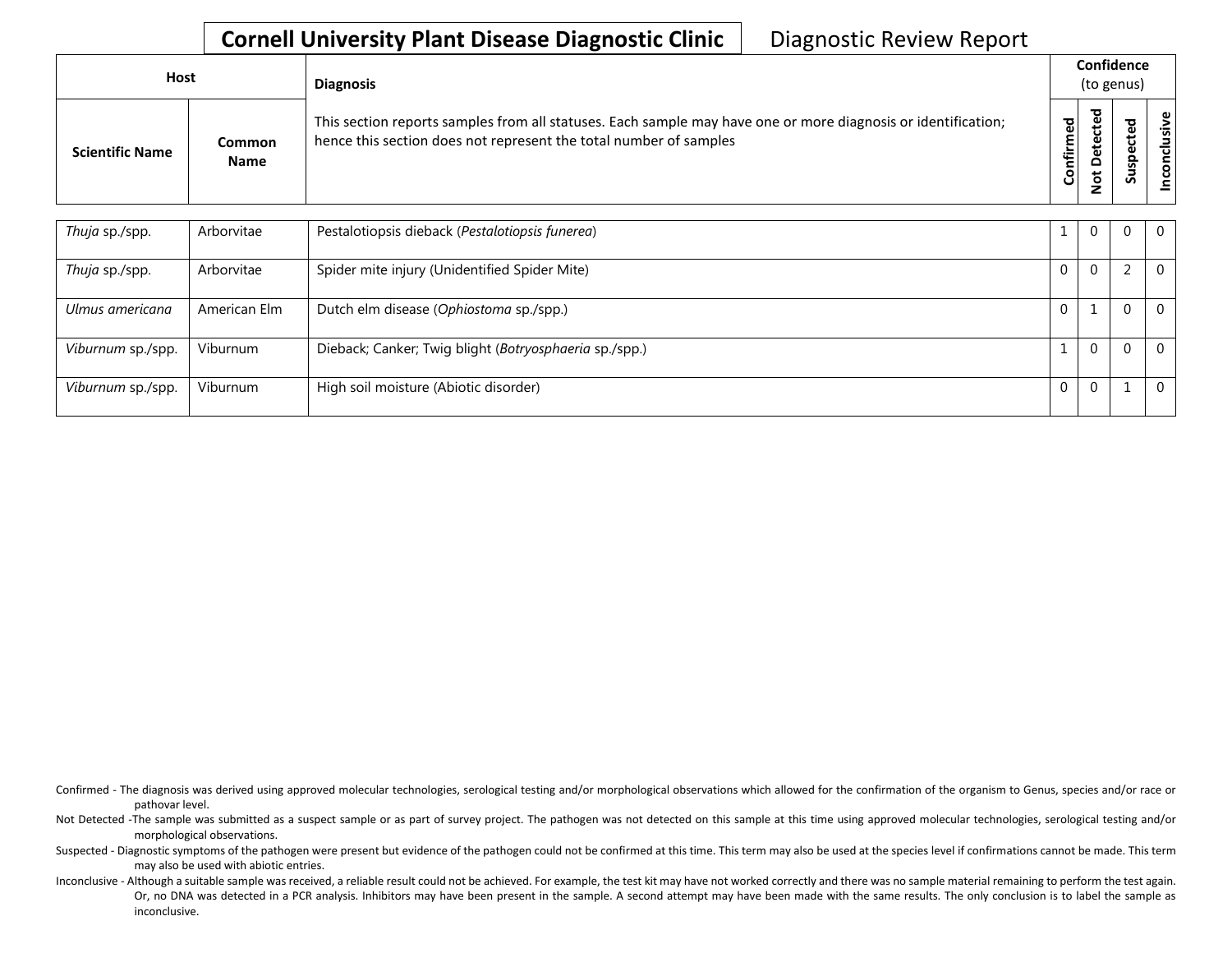**Cornell University Plant Disease Diagnostic Clinic** Diagnostic Review Report

| Host | | Diagnosis | Confidence (to genus) | | | |
|---|---|---|---|---|---|---|
| Scientific Name | Common Name | This section reports samples from all statuses. Each sample may have one or more diagnosis or identification; hence this section does not represent the total number of samples | Confirmed | Not Detected | Suspected | Inconclusive |
| *Thuja* sp./spp. | Arborvitae | Pestalotiopsis dieback (*Pestalotiopsis funerea*) | 1 | 0 | 0 | 0 |
| *Thuja* sp./spp. | Arborvitae | Spider mite injury (Unidentified Spider Mite) | 0 | 0 | 2 | 0 |
| *Ulmus americana* | American Elm | Dutch elm disease (*Ophiostoma* sp./spp.) | 0 | 1 | 0 | 0 |
| *Viburnum* sp./spp. | Viburnum | Dieback; Canker; Twig blight (*Botryosphaeria* sp./spp.) | 1 | 0 | 0 | 0 |
| *Viburnum* sp./spp. | Viburnum | High soil moisture (Abiotic disorder) | 0 | 0 | 1 | 0 |

Confirmed - The diagnosis was derived using approved molecular technologies, serological testing and/or morphological observations which allowed for the confirmation of the organism to Genus, species and/or race or pathovar level.

Not Detected -The sample was submitted as a suspect sample or as part of survey project. The pathogen was not detected on this sample at this time using approved molecular technologies, serological testing and/or morphological observations.

Suspected - Diagnostic symptoms of the pathogen were present but evidence of the pathogen could not be confirmed at this time. This term may also be used at the species level if confirmations cannot be made. This term may also be used with abiotic entries.

Inconclusive - Although a suitable sample was received, a reliable result could not be achieved. For example, the test kit may have not worked correctly and there was no sample material remaining to perform the test again. Or, no DNA was detected in a PCR analysis. Inhibitors may have been present in the sample. A second attempt may have been made with the same results. The only conclusion is to label the sample as inconclusive.